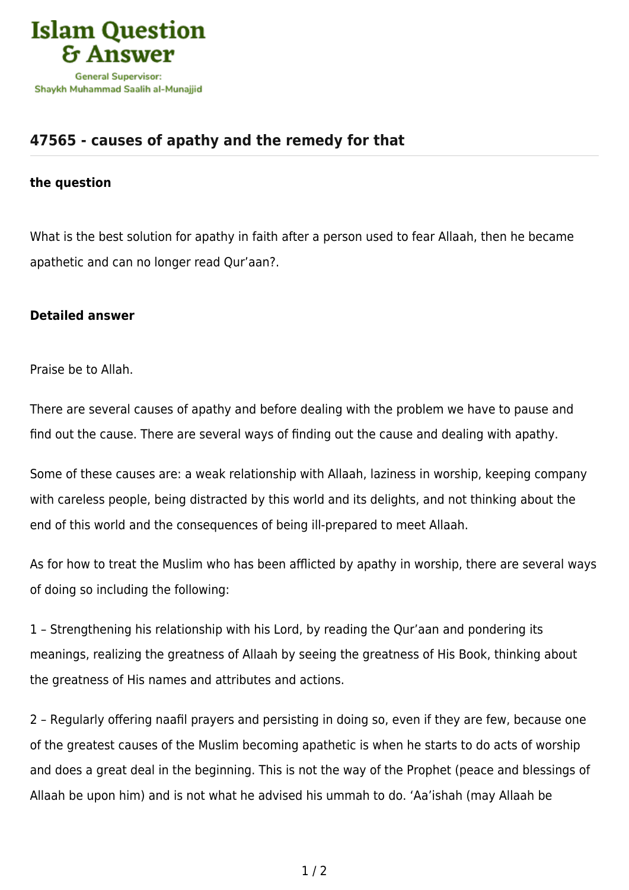# 47565 - causes of apathy and the remedy for that

**the question**

What is the best solution for apathy in faith after a person used to fear Allaah, then he became apathetic and can no longer read Qur'aan?.

**Detailed answer**

Praise be to Allah.

There are several causes of apathy and before dealing with the problem we have to pause and find out the cause. There are several ways of finding out the cause and dealing with apathy.

Some of these causes are: a weak relationship with Allaah, laziness in worship, keeping company with careless people, being distracted by this world and its delights, and not thinking about the end of this world and the consequences of being ill-prepared to meet Allaah.

As for how to treat the Muslim who has been afflicted by apathy in worship, there are several ways of doing so including the following:

1 – Strengthening his relationship with his Lord, by reading the Qur'aan and pondering its meanings, realizing the greatness of Allaah by seeing the greatness of His Book, thinking about the greatness of His names and attributes and actions.

2 – Regularly offering naafil prayers and persisting in doing so, even if they are few, because one of the greatest causes of the Muslim becoming apathetic is when he starts to do acts of worship and does a great deal in the beginning. This is not the way of the Prophet (peace and blessings of Allaah be upon him) and is not what he advised his ummah to do. 'Aa'ishah (may Allaah be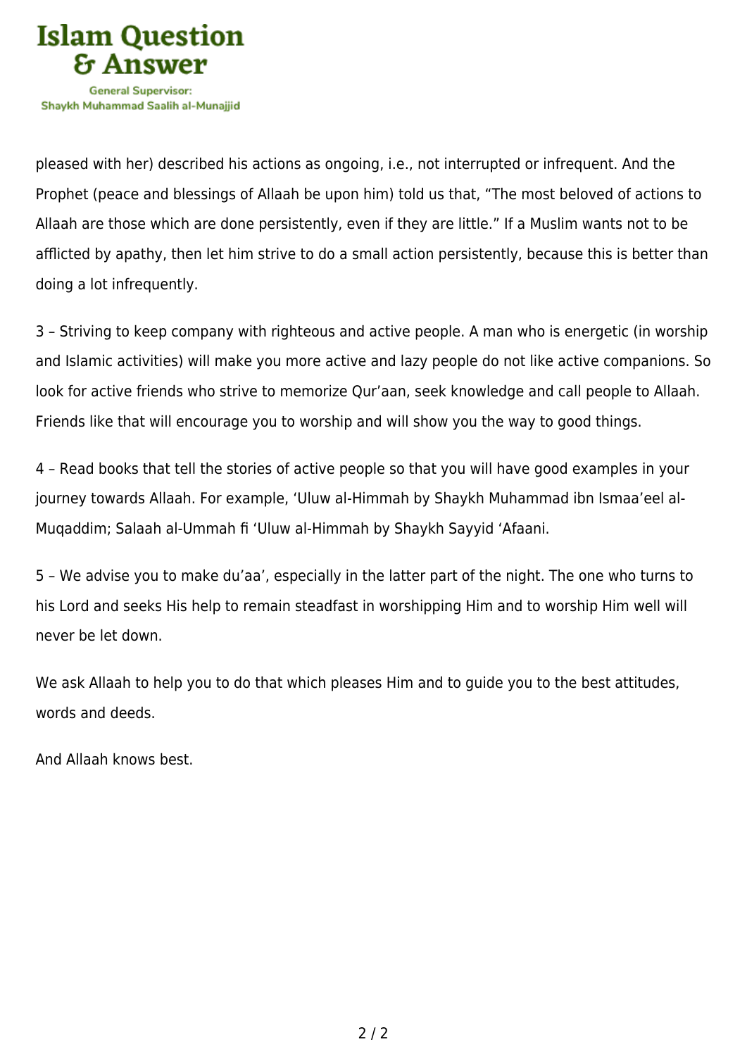pleased with her) described his actions as ongoing, i.e., not interrupted or infrequent. And the Prophet (peace and blessings of Allaah be upon him) told us that, "The most beloved of actions to Allaah are those which are done persistently, even if they are little." If a Muslim wants not to be afflicted by apathy, then let him strive to do a small action persistently, because this is better than doing a lot infrequently.

3 – Striving to keep company with righteous and active people. A man who is energetic (in worship and Islamic activities) will make you more active and lazy people do not like active companions. So look for active friends who strive to memorize Qur'aan, seek knowledge and call people to Allaah. Friends like that will encourage you to worship and will show you the way to good things.

4 – Read books that tell the stories of active people so that you will have good examples in your journey towards Allaah. For example, 'Uluw al-Himmah by Shaykh Muhammad ibn Ismaa'eel al-Muqaddim; Salaah al-Ummah fi 'Uluw al-Himmah by Shaykh Sayyid 'Afaani.

5 – We advise you to make du'aa', especially in the latter part of the night. The one who turns to his Lord and seeks His help to remain steadfast in worshipping Him and to worship Him well will never be let down.

We ask Allaah to help you to do that which pleases Him and to guide you to the best attitudes, words and deeds.

And Allaah knows best.